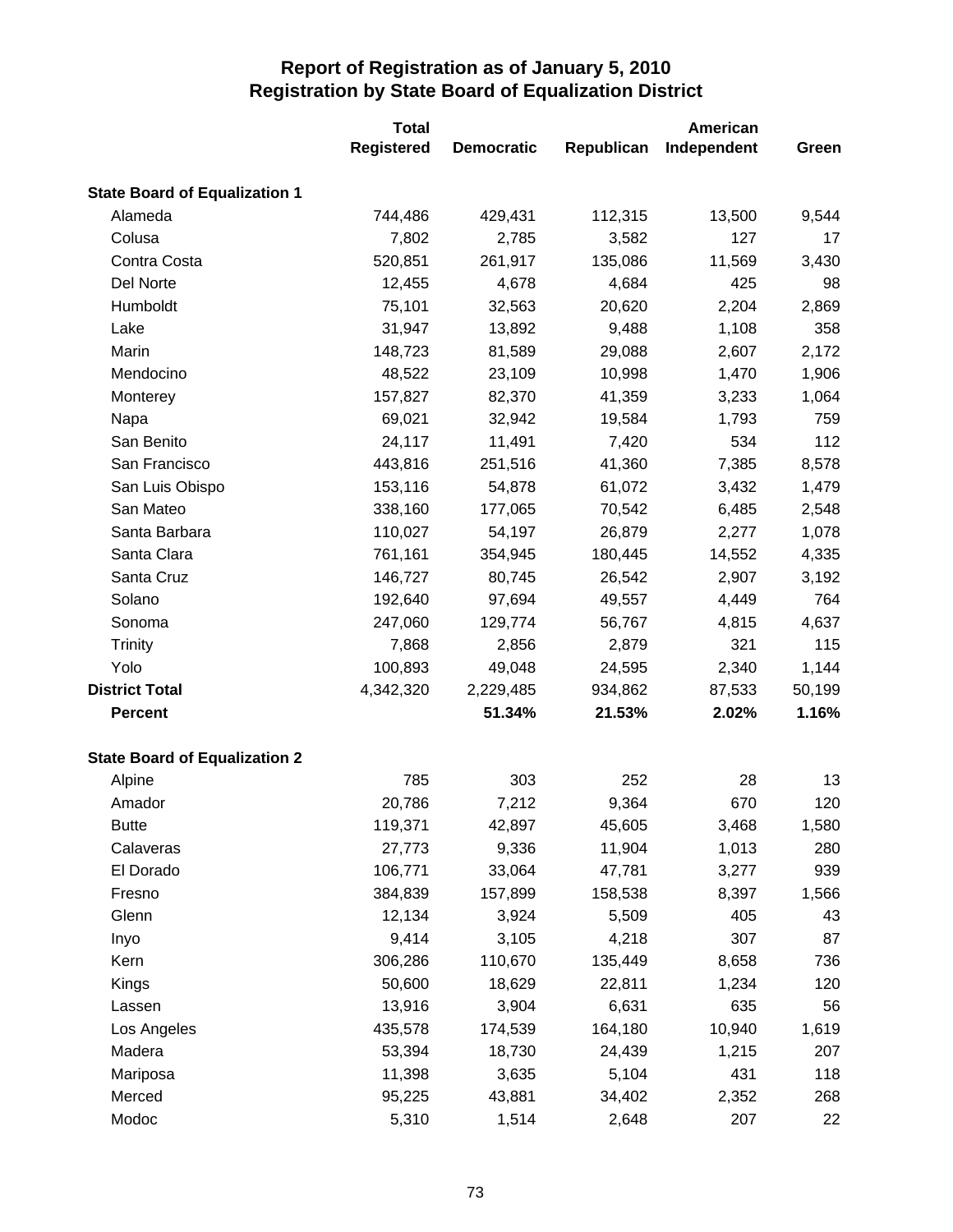# Report of Registration as of January 5, 2010
## Registration by State Board of Equalization District

| | Total Registered | Democratic | Republican | American Independent | Green |
|---|---|---|---|---|---|
| **State Board of Equalization 1** | | | | | |
| Alameda | 744,486 | 429,431 | 112,315 | 13,500 | 9,544 |
| Colusa | 7,802 | 2,785 | 3,582 | 127 | 17 |
| Contra Costa | 520,851 | 261,917 | 135,086 | 11,569 | 3,430 |
| Del Norte | 12,455 | 4,678 | 4,684 | 425 | 98 |
| Humboldt | 75,101 | 32,563 | 20,620 | 2,204 | 2,869 |
| Lake | 31,947 | 13,892 | 9,488 | 1,108 | 358 |
| Marin | 148,723 | 81,589 | 29,088 | 2,607 | 2,172 |
| Mendocino | 48,522 | 23,109 | 10,998 | 1,470 | 1,906 |
| Monterey | 157,827 | 82,370 | 41,359 | 3,233 | 1,064 |
| Napa | 69,021 | 32,942 | 19,584 | 1,793 | 759 |
| San Benito | 24,117 | 11,491 | 7,420 | 534 | 112 |
| San Francisco | 443,816 | 251,516 | 41,360 | 7,385 | 8,578 |
| San Luis Obispo | 153,116 | 54,878 | 61,072 | 3,432 | 1,479 |
| San Mateo | 338,160 | 177,065 | 70,542 | 6,485 | 2,548 |
| Santa Barbara | 110,027 | 54,197 | 26,879 | 2,277 | 1,078 |
| Santa Clara | 761,161 | 354,945 | 180,445 | 14,552 | 4,335 |
| Santa Cruz | 146,727 | 80,745 | 26,542 | 2,907 | 3,192 |
| Solano | 192,640 | 97,694 | 49,557 | 4,449 | 764 |
| Sonoma | 247,060 | 129,774 | 56,767 | 4,815 | 4,637 |
| Trinity | 7,868 | 2,856 | 2,879 | 321 | 115 |
| Yolo | 100,893 | 49,048 | 24,595 | 2,340 | 1,144 |
| **District Total** | 4,342,320 | 2,229,485 | 934,862 | 87,533 | 50,199 |
| **Percent** | | **51.34%** | **21.53%** | **2.02%** | **1.16%** |
| **State Board of Equalization 2** | | | | | |
| Alpine | 785 | 303 | 252 | 28 | 13 |
| Amador | 20,786 | 7,212 | 9,364 | 670 | 120 |
| Butte | 119,371 | 42,897 | 45,605 | 3,468 | 1,580 |
| Calaveras | 27,773 | 9,336 | 11,904 | 1,013 | 280 |
| El Dorado | 106,771 | 33,064 | 47,781 | 3,277 | 939 |
| Fresno | 384,839 | 157,899 | 158,538 | 8,397 | 1,566 |
| Glenn | 12,134 | 3,924 | 5,509 | 405 | 43 |
| Inyo | 9,414 | 3,105 | 4,218 | 307 | 87 |
| Kern | 306,286 | 110,670 | 135,449 | 8,658 | 736 |
| Kings | 50,600 | 18,629 | 22,811 | 1,234 | 120 |
| Lassen | 13,916 | 3,904 | 6,631 | 635 | 56 |
| Los Angeles | 435,578 | 174,539 | 164,180 | 10,940 | 1,619 |
| Madera | 53,394 | 18,730 | 24,439 | 1,215 | 207 |
| Mariposa | 11,398 | 3,635 | 5,104 | 431 | 118 |
| Merced | 95,225 | 43,881 | 34,402 | 2,352 | 268 |
| Modoc | 5,310 | 1,514 | 2,648 | 207 | 22 |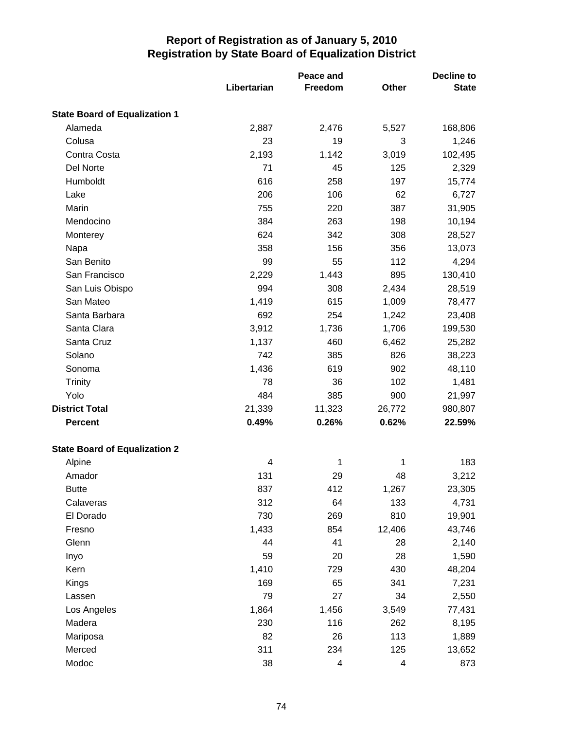# Report of Registration as of January 5, 2010
## Registration by State Board of Equalization District

| | Libertarian | Peace and Freedom | Other | Decline to State |
|---|---|---|---|---|
| **State Board of Equalization 1** | | | | |
| Alameda | 2,887 | 2,476 | 5,527 | 168,806 |
| Colusa | 23 | 19 | 3 | 1,246 |
| Contra Costa | 2,193 | 1,142 | 3,019 | 102,495 |
| Del Norte | 71 | 45 | 125 | 2,329 |
| Humboldt | 616 | 258 | 197 | 15,774 |
| Lake | 206 | 106 | 62 | 6,727 |
| Marin | 755 | 220 | 387 | 31,905 |
| Mendocino | 384 | 263 | 198 | 10,194 |
| Monterey | 624 | 342 | 308 | 28,527 |
| Napa | 358 | 156 | 356 | 13,073 |
| San Benito | 99 | 55 | 112 | 4,294 |
| San Francisco | 2,229 | 1,443 | 895 | 130,410 |
| San Luis Obispo | 994 | 308 | 2,434 | 28,519 |
| San Mateo | 1,419 | 615 | 1,009 | 78,477 |
| Santa Barbara | 692 | 254 | 1,242 | 23,408 |
| Santa Clara | 3,912 | 1,736 | 1,706 | 199,530 |
| Santa Cruz | 1,137 | 460 | 6,462 | 25,282 |
| Solano | 742 | 385 | 826 | 38,223 |
| Sonoma | 1,436 | 619 | 902 | 48,110 |
| Trinity | 78 | 36 | 102 | 1,481 |
| Yolo | 484 | 385 | 900 | 21,997 |
| **District Total** | 21,339 | 11,323 | 26,772 | 980,807 |
| **Percent** | **0.49%** | **0.26%** | **0.62%** | **22.59%** |
| **State Board of Equalization 2** | | | | |
| Alpine | 4 | 1 | 1 | 183 |
| Amador | 131 | 29 | 48 | 3,212 |
| Butte | 837 | 412 | 1,267 | 23,305 |
| Calaveras | 312 | 64 | 133 | 4,731 |
| El Dorado | 730 | 269 | 810 | 19,901 |
| Fresno | 1,433 | 854 | 12,406 | 43,746 |
| Glenn | 44 | 41 | 28 | 2,140 |
| Inyo | 59 | 20 | 28 | 1,590 |
| Kern | 1,410 | 729 | 430 | 48,204 |
| Kings | 169 | 65 | 341 | 7,231 |
| Lassen | 79 | 27 | 34 | 2,550 |
| Los Angeles | 1,864 | 1,456 | 3,549 | 77,431 |
| Madera | 230 | 116 | 262 | 8,195 |
| Mariposa | 82 | 26 | 113 | 1,889 |
| Merced | 311 | 234 | 125 | 13,652 |
| Modoc | 38 | 4 | 4 | 873 |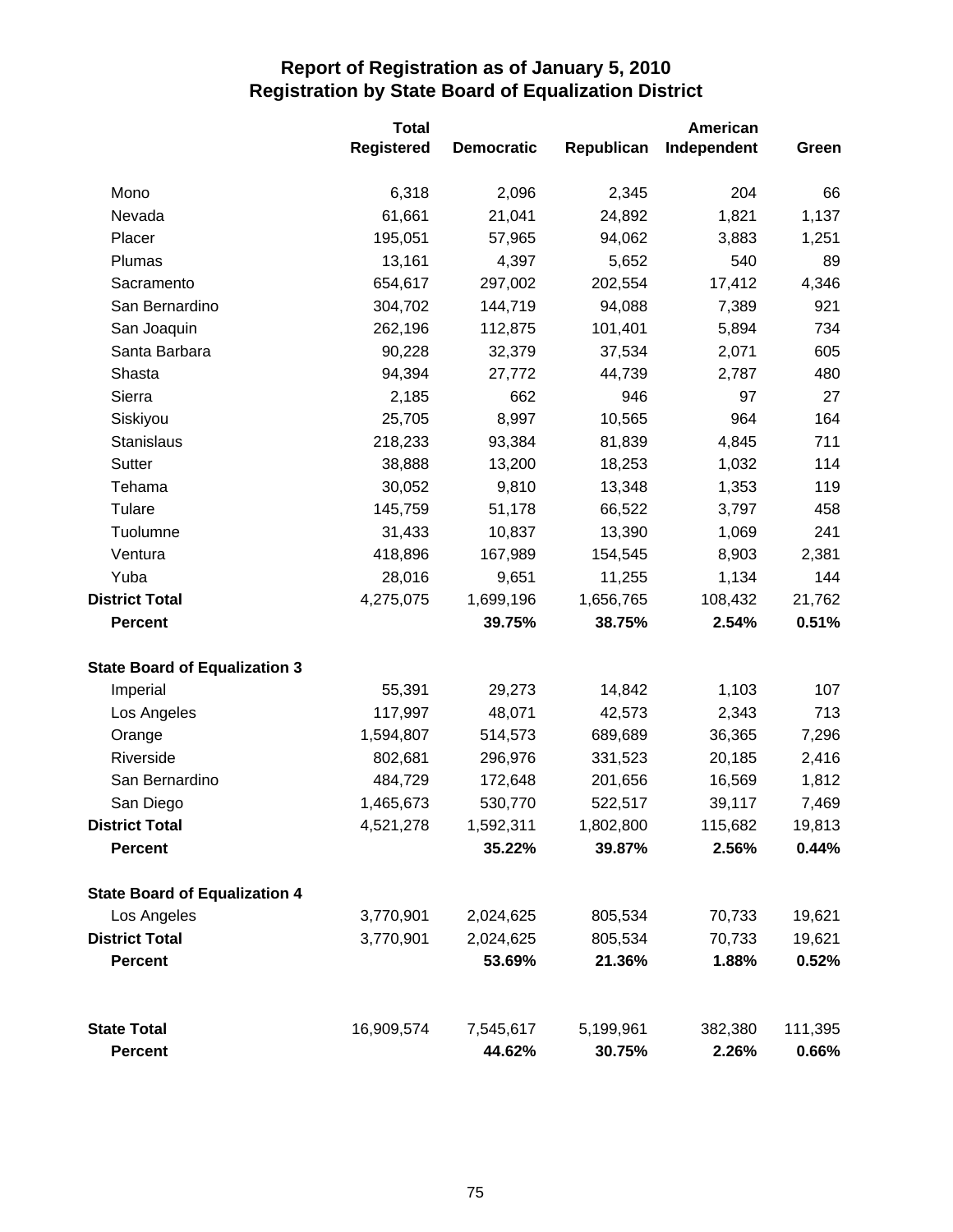# Report of Registration as of January 5, 2010
## Registration by State Board of Equalization District

| | Total Registered | Democratic | Republican | American Independent | Green |
|---|---|---|---|---|---|
| Mono | 6,318 | 2,096 | 2,345 | 204 | 66 |
| Nevada | 61,661 | 21,041 | 24,892 | 1,821 | 1,137 |
| Placer | 195,051 | 57,965 | 94,062 | 3,883 | 1,251 |
| Plumas | 13,161 | 4,397 | 5,652 | 540 | 89 |
| Sacramento | 654,617 | 297,002 | 202,554 | 17,412 | 4,346 |
| San Bernardino | 304,702 | 144,719 | 94,088 | 7,389 | 921 |
| San Joaquin | 262,196 | 112,875 | 101,401 | 5,894 | 734 |
| Santa Barbara | 90,228 | 32,379 | 37,534 | 2,071 | 605 |
| Shasta | 94,394 | 27,772 | 44,739 | 2,787 | 480 |
| Sierra | 2,185 | 662 | 946 | 97 | 27 |
| Siskiyou | 25,705 | 8,997 | 10,565 | 964 | 164 |
| Stanislaus | 218,233 | 93,384 | 81,839 | 4,845 | 711 |
| Sutter | 38,888 | 13,200 | 18,253 | 1,032 | 114 |
| Tehama | 30,052 | 9,810 | 13,348 | 1,353 | 119 |
| Tulare | 145,759 | 51,178 | 66,522 | 3,797 | 458 |
| Tuolumne | 31,433 | 10,837 | 13,390 | 1,069 | 241 |
| Ventura | 418,896 | 167,989 | 154,545 | 8,903 | 2,381 |
| Yuba | 28,016 | 9,651 | 11,255 | 1,134 | 144 |
| **District Total** | 4,275,075 | 1,699,196 | 1,656,765 | 108,432 | 21,762 |
| **Percent** | | **39.75%** | **38.75%** | **2.54%** | **0.51%** |
| **State Board of Equalization 3** | | | | | |
| Imperial | 55,391 | 29,273 | 14,842 | 1,103 | 107 |
| Los Angeles | 117,997 | 48,071 | 42,573 | 2,343 | 713 |
| Orange | 1,594,807 | 514,573 | 689,689 | 36,365 | 7,296 |
| Riverside | 802,681 | 296,976 | 331,523 | 20,185 | 2,416 |
| San Bernardino | 484,729 | 172,648 | 201,656 | 16,569 | 1,812 |
| San Diego | 1,465,673 | 530,770 | 522,517 | 39,117 | 7,469 |
| **District Total** | 4,521,278 | 1,592,311 | 1,802,800 | 115,682 | 19,813 |
| **Percent** | | **35.22%** | **39.87%** | **2.56%** | **0.44%** |
| **State Board of Equalization 4** | | | | | |
| Los Angeles | 3,770,901 | 2,024,625 | 805,534 | 70,733 | 19,621 |
| **District Total** | 3,770,901 | 2,024,625 | 805,534 | 70,733 | 19,621 |
| **Percent** | | **53.69%** | **21.36%** | **1.88%** | **0.52%** |
| **State Total** | 16,909,574 | 7,545,617 | 5,199,961 | 382,380 | 111,395 |
| **Percent** | | **44.62%** | **30.75%** | **2.26%** | **0.66%** |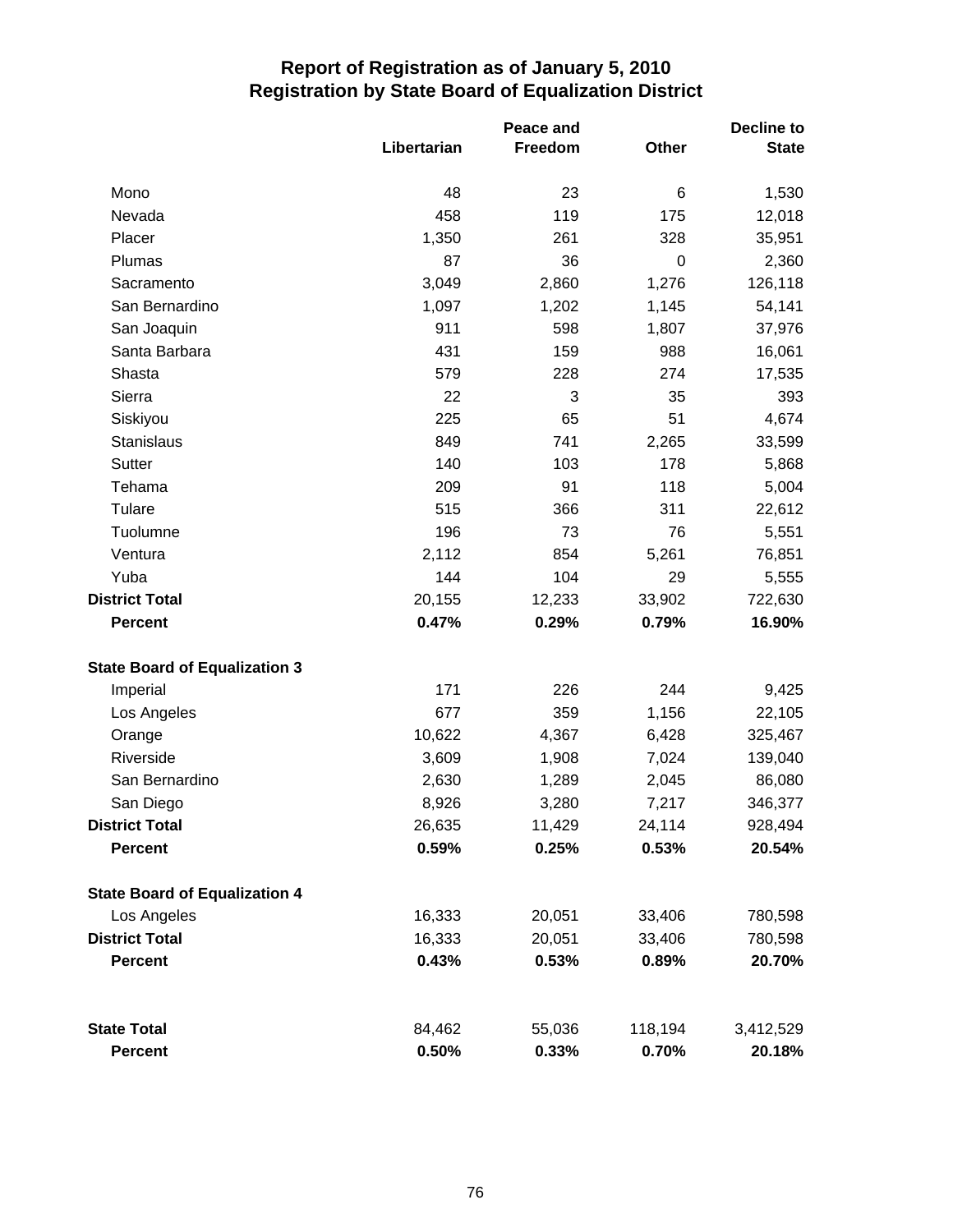# Report of Registration as of January 5, 2010
## Registration by State Board of Equalization District

| | Libertarian | Peace and Freedom | Other | Decline to State |
|---|---|---|---|---|
| Mono | 48 | 23 | 6 | 1,530 |
| Nevada | 458 | 119 | 175 | 12,018 |
| Placer | 1,350 | 261 | 328 | 35,951 |
| Plumas | 87 | 36 | 0 | 2,360 |
| Sacramento | 3,049 | 2,860 | 1,276 | 126,118 |
| San Bernardino | 1,097 | 1,202 | 1,145 | 54,141 |
| San Joaquin | 911 | 598 | 1,807 | 37,976 |
| Santa Barbara | 431 | 159 | 988 | 16,061 |
| Shasta | 579 | 228 | 274 | 17,535 |
| Sierra | 22 | 3 | 35 | 393 |
| Siskiyou | 225 | 65 | 51 | 4,674 |
| Stanislaus | 849 | 741 | 2,265 | 33,599 |
| Sutter | 140 | 103 | 178 | 5,868 |
| Tehama | 209 | 91 | 118 | 5,004 |
| Tulare | 515 | 366 | 311 | 22,612 |
| Tuolumne | 196 | 73 | 76 | 5,551 |
| Ventura | 2,112 | 854 | 5,261 | 76,851 |
| Yuba | 144 | 104 | 29 | 5,555 |
| **District Total** | 20,155 | 12,233 | 33,902 | 722,630 |
| **Percent** | **0.47%** | **0.29%** | **0.79%** | **16.90%** |
| **State Board of Equalization 3** | | | | |
| Imperial | 171 | 226 | 244 | 9,425 |
| Los Angeles | 677 | 359 | 1,156 | 22,105 |
| Orange | 10,622 | 4,367 | 6,428 | 325,467 |
| Riverside | 3,609 | 1,908 | 7,024 | 139,040 |
| San Bernardino | 2,630 | 1,289 | 2,045 | 86,080 |
| San Diego | 8,926 | 3,280 | 7,217 | 346,377 |
| **District Total** | 26,635 | 11,429 | 24,114 | 928,494 |
| **Percent** | **0.59%** | **0.25%** | **0.53%** | **20.54%** |
| **State Board of Equalization 4** | | | | |
| Los Angeles | 16,333 | 20,051 | 33,406 | 780,598 |
| **District Total** | 16,333 | 20,051 | 33,406 | 780,598 |
| **Percent** | **0.43%** | **0.53%** | **0.89%** | **20.70%** |
| **State Total** | 84,462 | 55,036 | 118,194 | 3,412,529 |
| **Percent** | **0.50%** | **0.33%** | **0.70%** | **20.18%** |